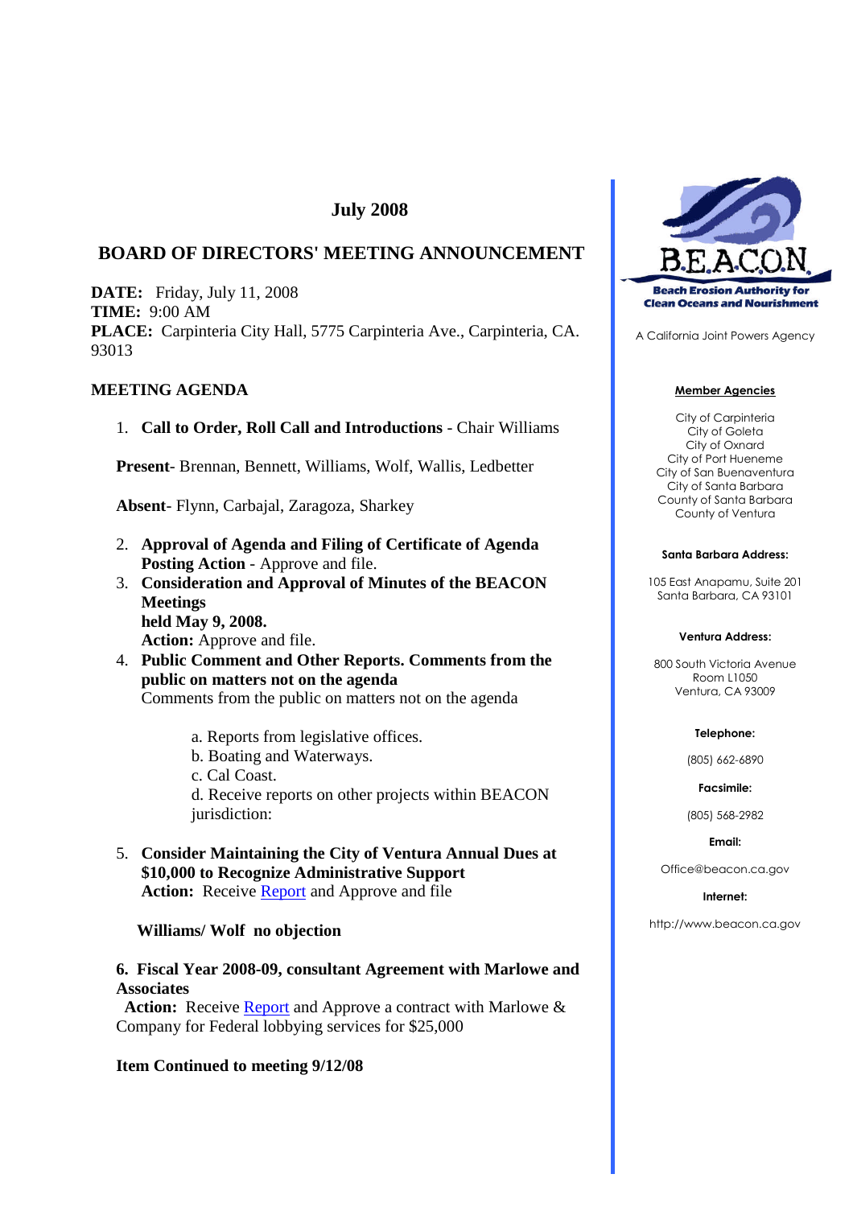## July 2008

## BOARD OF DIRECTORS' MEETING ANNOUNCEMENT

**DATE:** Friday, July 11, 2008
**TIME:** 9:00 AM
**PLACE:** Carpinteria City Hall, 5775 Carpinteria Ave., Carpinteria, CA. 93013

**MEETING AGENDA**

1. **Call to Order, Roll Call and Introductions** - Chair Williams

**Present**- Brennan, Bennett, Williams, Wolf, Wallis, Ledbetter

**Absent**- Flynn, Carbajal, Zaragoza, Sharkey

2. **Approval of Agenda and Filing of Certificate of Agenda Posting Action** - Approve and file.
3. **Consideration and Approval of Minutes of the BEACON Meetings held May 9, 2008.**
   **Action:** Approve and file.
4. **Public Comment and Other Reports. Comments from the public on matters not on the agenda**
   Comments from the public on matters not on the agenda

   a. Reports from legislative offices.
   b. Boating and Waterways.
   c. Cal Coast.
   d. Receive reports on other projects within BEACON jurisdiction:

5. **Consider Maintaining the City of Ventura Annual Dues at $10,000 to Recognize Administrative Support**
   **Action:** Receive Report and Approve and file

**Williams/ Wolf no objection**

**6. Fiscal Year 2008-09, consultant Agreement with Marlowe and Associates**
**Action:** Receive Report and Approve a contract with Marlowe & Company for Federal lobbying services for $25,000

**Item Continued to meeting 9/12/08**

---

**B.E.A.C.O.N.**
**Beach Erosion Authority for Clean Oceans and Nourishment**

A California Joint Powers Agency

**Member Agencies**

City of Carpinteria
City of Goleta
City of Oxnard
City of Port Hueneme
City of San Buenaventura
City of Santa Barbara
County of Santa Barbara
County of Ventura

**Santa Barbara Address:**

105 East Anapamu, Suite 201
Santa Barbara, CA 93101

**Ventura Address:**

800 South Victoria Avenue
Room L1050
Ventura, CA 93009

**Telephone:**

(805) 662-6890

**Facsimile:**

(805) 568-2982

**Email:**

Office@beacon.ca.gov

**Internet:**

http://www.beacon.ca.gov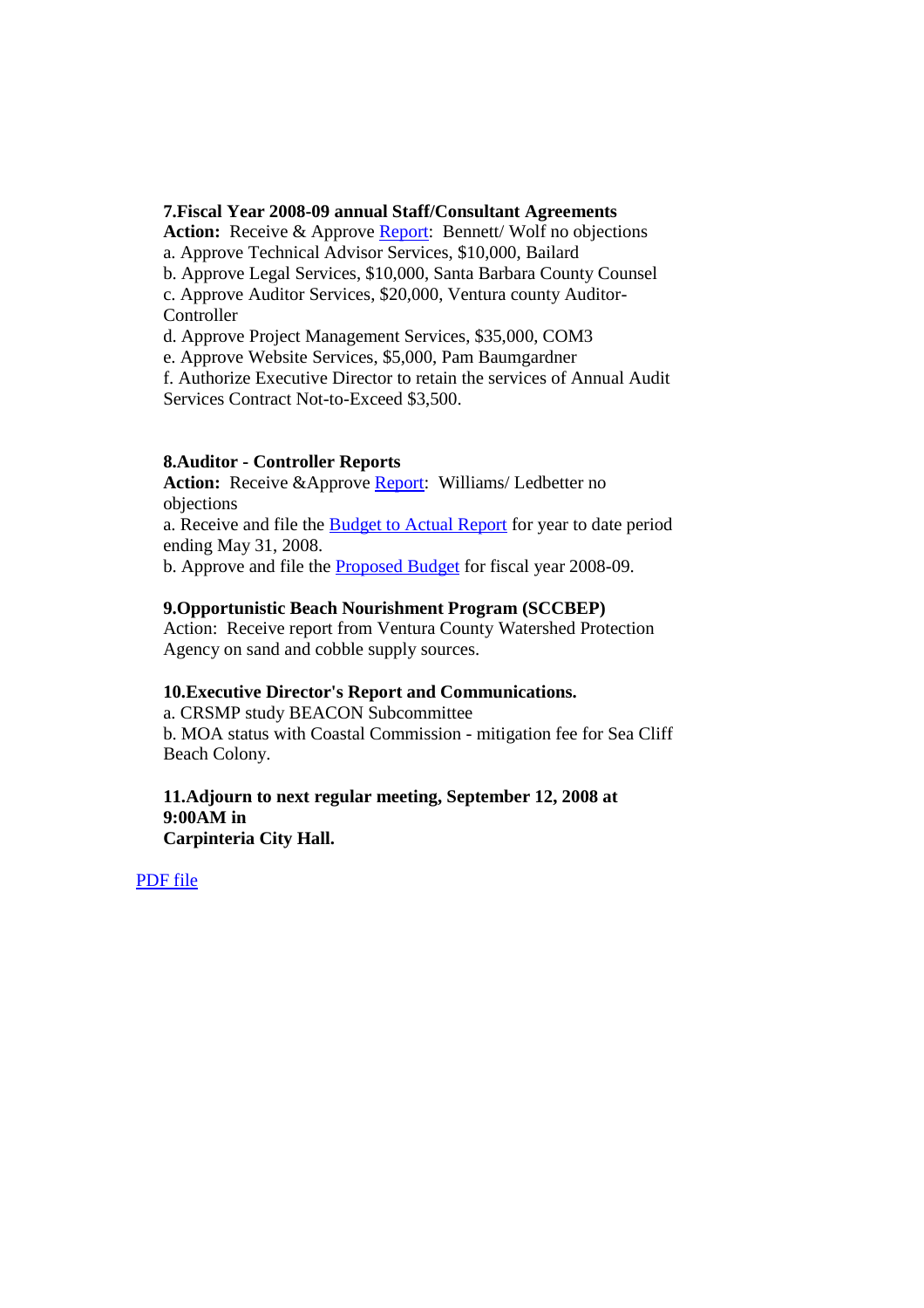**7.Fiscal Year 2008-09 annual Staff/Consultant Agreements**
**Action:** Receive & Approve Report: Bennett/ Wolf no objections
a. Approve Technical Advisor Services, $10,000, Bailard
b. Approve Legal Services, $10,000, Santa Barbara County Counsel
c. Approve Auditor Services, $20,000, Ventura county Auditor-Controller
d. Approve Project Management Services, $35,000, COM3
e. Approve Website Services, $5,000, Pam Baumgardner
f. Authorize Executive Director to retain the services of Annual Audit Services Contract Not-to-Exceed $3,500.

**8.Auditor - Controller Reports**
**Action:** Receive &Approve Report: Williams/ Ledbetter no objections
a. Receive and file the Budget to Actual Report for year to date period ending May 31, 2008.
b. Approve and file the Proposed Budget for fiscal year 2008-09.

**9.Opportunistic Beach Nourishment Program (SCCBEP)**
Action: Receive report from Ventura County Watershed Protection Agency on sand and cobble supply sources.

**10.Executive Director's Report and Communications.**
a. CRSMP study BEACON Subcommittee
b. MOA status with Coastal Commission - mitigation fee for Sea Cliff Beach Colony.

**11.Adjourn to next regular meeting, September 12, 2008 at 9:00AM in**
**Carpinteria City Hall.**

PDF file